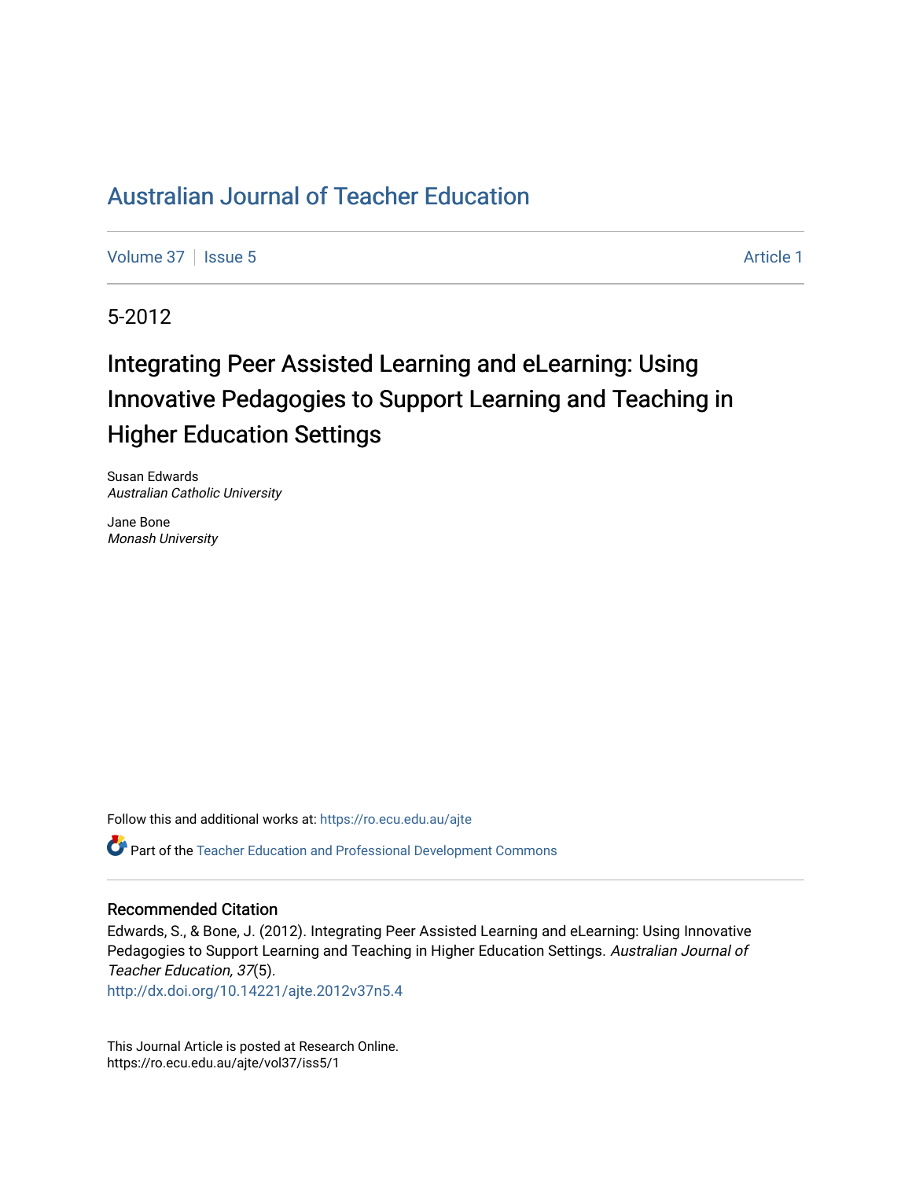# Australian Journal of Teacher Education

Volume 37 | Issue 5 | Article 1

5-2012

## Integrating Peer Assisted Learning and eLearning: Using Innovative Pedagogies to Support Learning and Teaching in Higher Education Settings

Susan Edwards
*Australian Catholic University*

Jane Bone
*Monash University*

Follow this and additional works at: https://ro.ecu.edu.au/ajte

Part of the Teacher Education and Professional Development Commons

### Recommended Citation

Edwards, S., & Bone, J. (2012). Integrating Peer Assisted Learning and eLearning: Using Innovative Pedagogies to Support Learning and Teaching in Higher Education Settings. *Australian Journal of Teacher Education, 37*(5).
http://dx.doi.org/10.14221/ajte.2012v37n5.4

This Journal Article is posted at Research Online.
https://ro.ecu.edu.au/ajte/vol37/iss5/1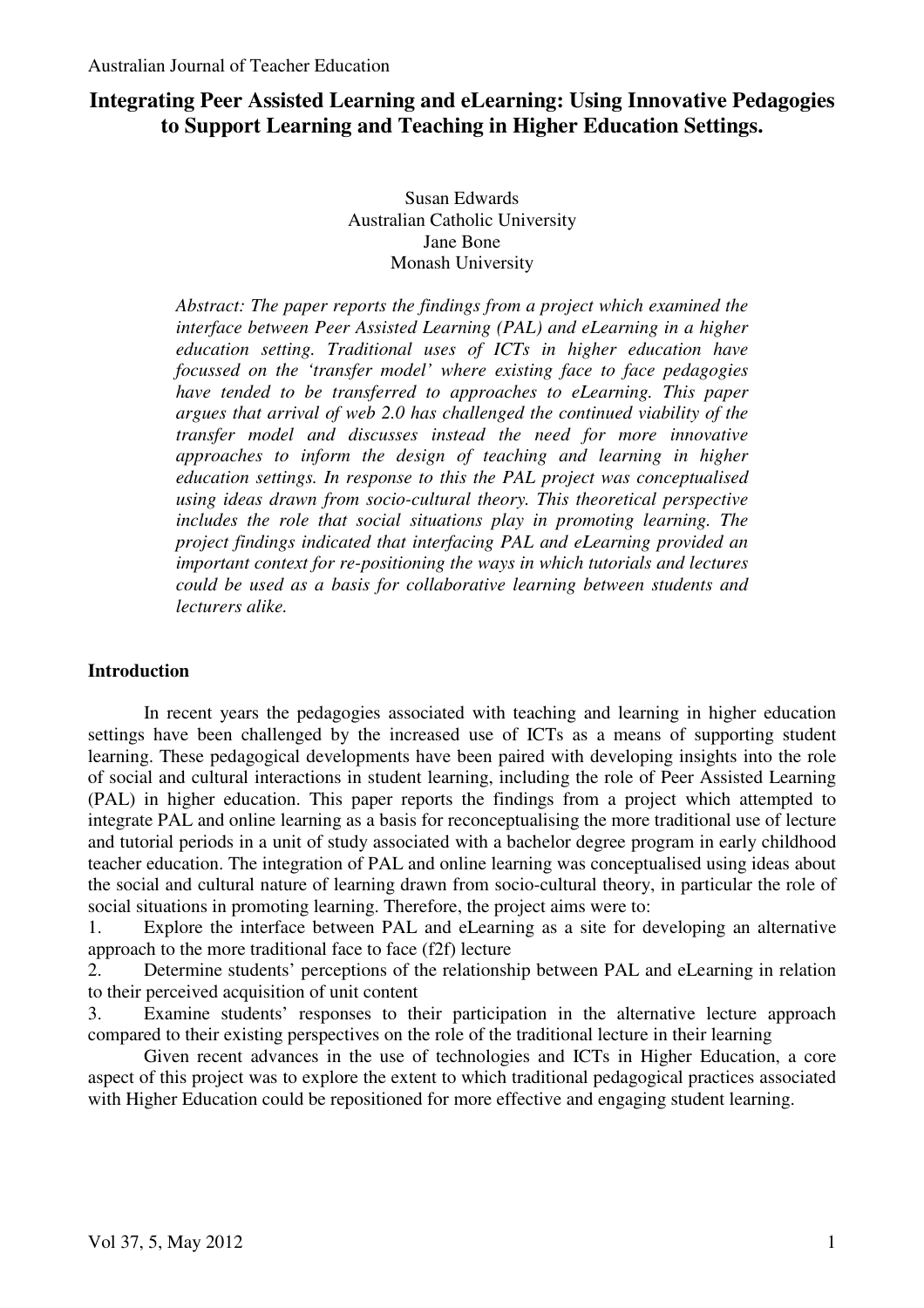# Integrating Peer Assisted Learning and eLearning: Using Innovative Pedagogies to Support Learning and Teaching in Higher Education Settings.

Susan Edwards
Australian Catholic University
Jane Bone
Monash University

*Abstract: The paper reports the findings from a project which examined the interface between Peer Assisted Learning (PAL) and eLearning in a higher education setting. Traditional uses of ICTs in higher education have focussed on the 'transfer model' where existing face to face pedagogies have tended to be transferred to approaches to eLearning. This paper argues that arrival of web 2.0 has challenged the continued viability of the transfer model and discusses instead the need for more innovative approaches to inform the design of teaching and learning in higher education settings. In response to this the PAL project was conceptualised using ideas drawn from socio-cultural theory. This theoretical perspective includes the role that social situations play in promoting learning. The project findings indicated that interfacing PAL and eLearning provided an important context for re-positioning the ways in which tutorials and lectures could be used as a basis for collaborative learning between students and lecturers alike.*

## Introduction

In recent years the pedagogies associated with teaching and learning in higher education settings have been challenged by the increased use of ICTs as a means of supporting student learning. These pedagogical developments have been paired with developing insights into the role of social and cultural interactions in student learning, including the role of Peer Assisted Learning (PAL) in higher education. This paper reports the findings from a project which attempted to integrate PAL and online learning as a basis for reconceptualising the more traditional use of lecture and tutorial periods in a unit of study associated with a bachelor degree program in early childhood teacher education. The integration of PAL and online learning was conceptualised using ideas about the social and cultural nature of learning drawn from socio-cultural theory, in particular the role of social situations in promoting learning. Therefore, the project aims were to:

1. Explore the interface between PAL and eLearning as a site for developing an alternative approach to the more traditional face to face (f2f) lecture
2. Determine students' perceptions of the relationship between PAL and eLearning in relation to their perceived acquisition of unit content
3. Examine students' responses to their participation in the alternative lecture approach compared to their existing perspectives on the role of the traditional lecture in their learning

Given recent advances in the use of technologies and ICTs in Higher Education, a core aspect of this project was to explore the extent to which traditional pedagogical practices associated with Higher Education could be repositioned for more effective and engaging student learning.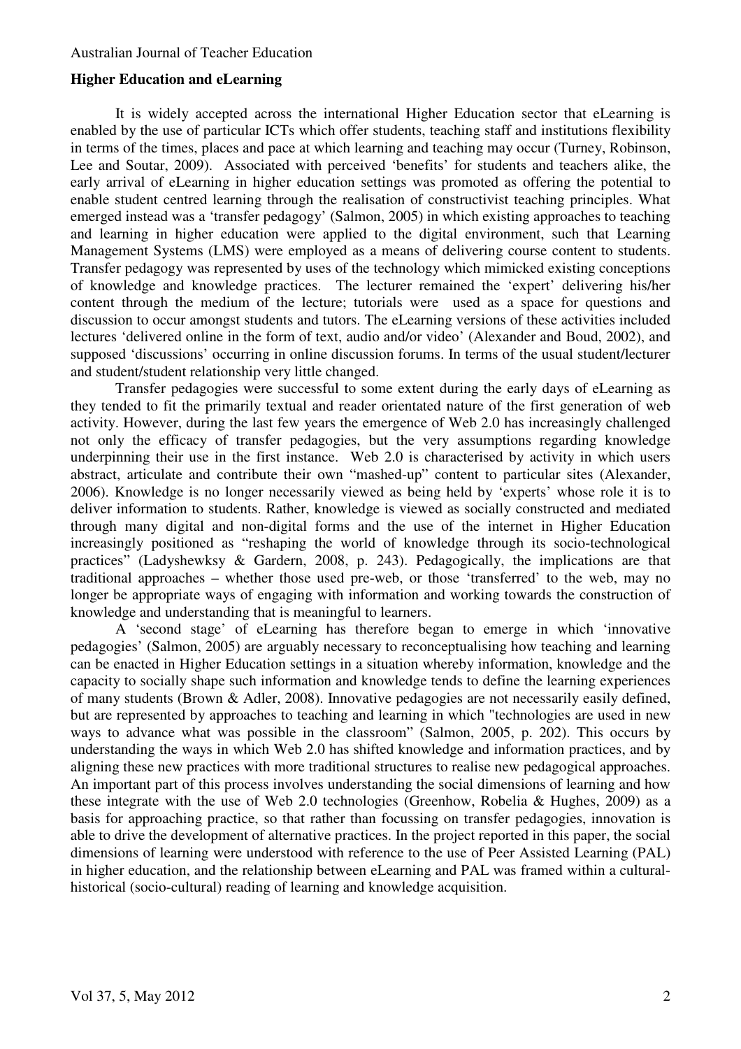## Higher Education and eLearning

It is widely accepted across the international Higher Education sector that eLearning is enabled by the use of particular ICTs which offer students, teaching staff and institutions flexibility in terms of the times, places and pace at which learning and teaching may occur (Turney, Robinson, Lee and Soutar, 2009). Associated with perceived 'benefits' for students and teachers alike, the early arrival of eLearning in higher education settings was promoted as offering the potential to enable student centred learning through the realisation of constructivist teaching principles. What emerged instead was a 'transfer pedagogy' (Salmon, 2005) in which existing approaches to teaching and learning in higher education were applied to the digital environment, such that Learning Management Systems (LMS) were employed as a means of delivering course content to students. Transfer pedagogy was represented by uses of the technology which mimicked existing conceptions of knowledge and knowledge practices. The lecturer remained the 'expert' delivering his/her content through the medium of the lecture; tutorials were used as a space for questions and discussion to occur amongst students and tutors. The eLearning versions of these activities included lectures 'delivered online in the form of text, audio and/or video' (Alexander and Boud, 2002), and supposed 'discussions' occurring in online discussion forums. In terms of the usual student/lecturer and student/student relationship very little changed.

Transfer pedagogies were successful to some extent during the early days of eLearning as they tended to fit the primarily textual and reader orientated nature of the first generation of web activity. However, during the last few years the emergence of Web 2.0 has increasingly challenged not only the efficacy of transfer pedagogies, but the very assumptions regarding knowledge underpinning their use in the first instance. Web 2.0 is characterised by activity in which users abstract, articulate and contribute their own "mashed-up" content to particular sites (Alexander, 2006). Knowledge is no longer necessarily viewed as being held by 'experts' whose role it is to deliver information to students. Rather, knowledge is viewed as socially constructed and mediated through many digital and non-digital forms and the use of the internet in Higher Education increasingly positioned as "reshaping the world of knowledge through its socio-technological practices" (Ladyshewksy & Gardern, 2008, p. 243). Pedagogically, the implications are that traditional approaches – whether those used pre-web, or those 'transferred' to the web, may no longer be appropriate ways of engaging with information and working towards the construction of knowledge and understanding that is meaningful to learners.

A 'second stage' of eLearning has therefore began to emerge in which 'innovative pedagogies' (Salmon, 2005) are arguably necessary to reconceptualising how teaching and learning can be enacted in Higher Education settings in a situation whereby information, knowledge and the capacity to socially shape such information and knowledge tends to define the learning experiences of many students (Brown & Adler, 2008). Innovative pedagogies are not necessarily easily defined, but are represented by approaches to teaching and learning in which "technologies are used in new ways to advance what was possible in the classroom" (Salmon, 2005, p. 202). This occurs by understanding the ways in which Web 2.0 has shifted knowledge and information practices, and by aligning these new practices with more traditional structures to realise new pedagogical approaches. An important part of this process involves understanding the social dimensions of learning and how these integrate with the use of Web 2.0 technologies (Greenhow, Robelia & Hughes, 2009) as a basis for approaching practice, so that rather than focussing on transfer pedagogies, innovation is able to drive the development of alternative practices. In the project reported in this paper, the social dimensions of learning were understood with reference to the use of Peer Assisted Learning (PAL) in higher education, and the relationship between eLearning and PAL was framed within a cultural-historical (socio-cultural) reading of learning and knowledge acquisition.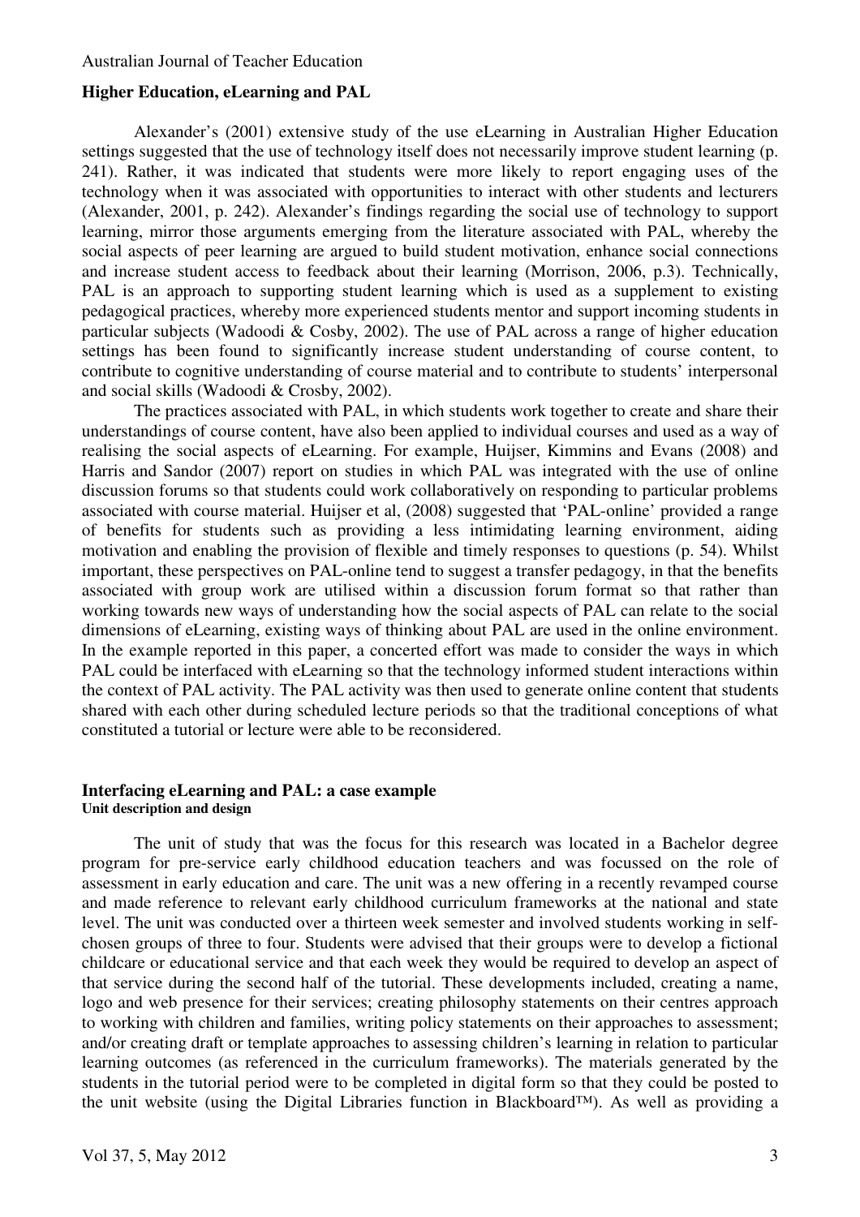## Higher Education, eLearning and PAL

Alexander's (2001) extensive study of the use eLearning in Australian Higher Education settings suggested that the use of technology itself does not necessarily improve student learning (p. 241). Rather, it was indicated that students were more likely to report engaging uses of the technology when it was associated with opportunities to interact with other students and lecturers (Alexander, 2001, p. 242). Alexander's findings regarding the social use of technology to support learning, mirror those arguments emerging from the literature associated with PAL, whereby the social aspects of peer learning are argued to build student motivation, enhance social connections and increase student access to feedback about their learning (Morrison, 2006, p.3). Technically, PAL is an approach to supporting student learning which is used as a supplement to existing pedagogical practices, whereby more experienced students mentor and support incoming students in particular subjects (Wadoodi & Cosby, 2002). The use of PAL across a range of higher education settings has been found to significantly increase student understanding of course content, to contribute to cognitive understanding of course material and to contribute to students' interpersonal and social skills (Wadoodi & Crosby, 2002).

The practices associated with PAL, in which students work together to create and share their understandings of course content, have also been applied to individual courses and used as a way of realising the social aspects of eLearning. For example, Huijser, Kimmins and Evans (2008) and Harris and Sandor (2007) report on studies in which PAL was integrated with the use of online discussion forums so that students could work collaboratively on responding to particular problems associated with course material. Huijser et al, (2008) suggested that 'PAL-online' provided a range of benefits for students such as providing a less intimidating learning environment, aiding motivation and enabling the provision of flexible and timely responses to questions (p. 54). Whilst important, these perspectives on PAL-online tend to suggest a transfer pedagogy, in that the benefits associated with group work are utilised within a discussion forum format so that rather than working towards new ways of understanding how the social aspects of PAL can relate to the social dimensions of eLearning, existing ways of thinking about PAL are used in the online environment. In the example reported in this paper, a concerted effort was made to consider the ways in which PAL could be interfaced with eLearning so that the technology informed student interactions within the context of PAL activity. The PAL activity was then used to generate online content that students shared with each other during scheduled lecture periods so that the traditional conceptions of what constituted a tutorial or lecture were able to be reconsidered.

## Interfacing eLearning and PAL: a case example

### Unit description and design

The unit of study that was the focus for this research was located in a Bachelor degree program for pre-service early childhood education teachers and was focussed on the role of assessment in early education and care. The unit was a new offering in a recently revamped course and made reference to relevant early childhood curriculum frameworks at the national and state level. The unit was conducted over a thirteen week semester and involved students working in self-chosen groups of three to four. Students were advised that their groups were to develop a fictional childcare or educational service and that each week they would be required to develop an aspect of that service during the second half of the tutorial. These developments included, creating a name, logo and web presence for their services; creating philosophy statements on their centres approach to working with children and families, writing policy statements on their approaches to assessment; and/or creating draft or template approaches to assessing children's learning in relation to particular learning outcomes (as referenced in the curriculum frameworks). The materials generated by the students in the tutorial period were to be completed in digital form so that they could be posted to the unit website (using the Digital Libraries function in Blackboard™). As well as providing a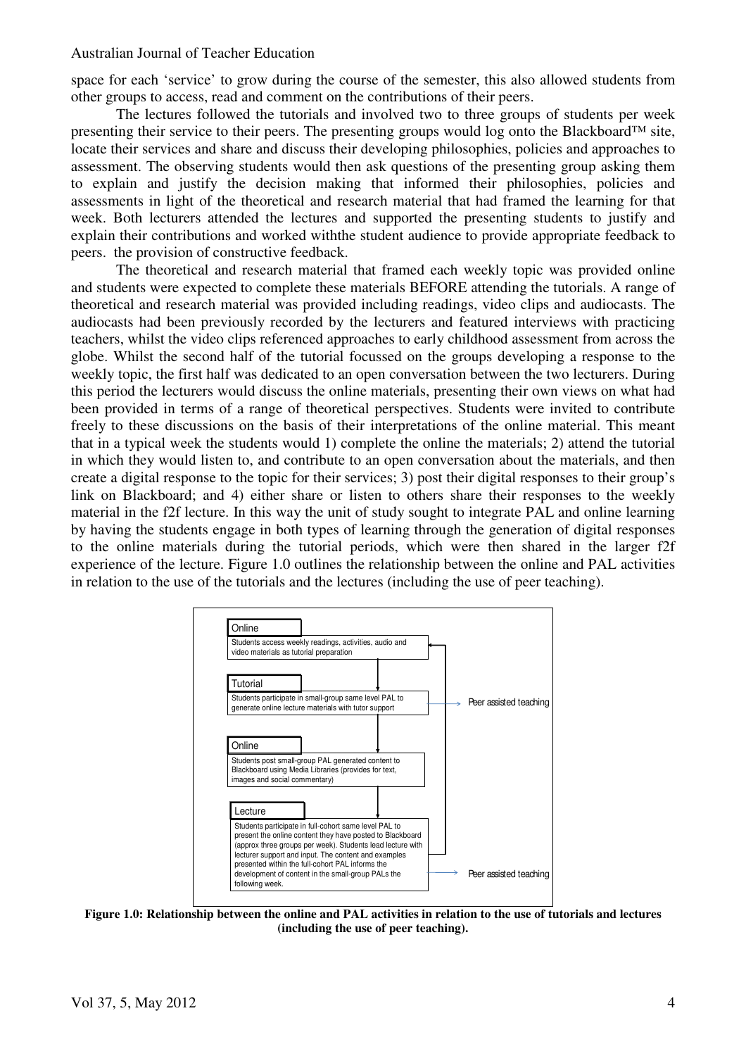space for each 'service' to grow during the course of the semester, this also allowed students from other groups to access, read and comment on the contributions of their peers.

The lectures followed the tutorials and involved two to three groups of students per week presenting their service to their peers. The presenting groups would log onto the Blackboard™ site, locate their services and share and discuss their developing philosophies, policies and approaches to assessment. The observing students would then ask questions of the presenting group asking them to explain and justify the decision making that informed their philosophies, policies and assessments in light of the theoretical and research material that had framed the learning for that week. Both lecturers attended the lectures and supported the presenting students to justify and explain their contributions and worked withthe student audience to provide appropriate feedback to peers. the provision of constructive feedback.

The theoretical and research material that framed each weekly topic was provided online and students were expected to complete these materials BEFORE attending the tutorials. A range of theoretical and research material was provided including readings, video clips and audiocasts. The audiocasts had been previously recorded by the lecturers and featured interviews with practicing teachers, whilst the video clips referenced approaches to early childhood assessment from across the globe. Whilst the second half of the tutorial focussed on the groups developing a response to the weekly topic, the first half was dedicated to an open conversation between the two lecturers. During this period the lecturers would discuss the online materials, presenting their own views on what had been provided in terms of a range of theoretical perspectives. Students were invited to contribute freely to these discussions on the basis of their interpretations of the online material. This meant that in a typical week the students would 1) complete the online the materials; 2) attend the tutorial in which they would listen to, and contribute to an open conversation about the materials, and then create a digital response to the topic for their services; 3) post their digital responses to their group's link on Blackboard; and 4) either share or listen to others share their responses to the weekly material in the f2f lecture. In this way the unit of study sought to integrate PAL and online learning by having the students engage in both types of learning through the generation of digital responses to the online materials during the tutorial periods, which were then shared in the larger f2f experience of the lecture. Figure 1.0 outlines the relationship between the online and PAL activities in relation to the use of the tutorials and the lectures (including the use of peer teaching).

**Online**
Students access weekly readings, activities, audio and video materials as tutorial preparation

**Tutorial**
Students participate in small-group same level PAL to generate online lecture materials with tutor support → Peer assisted teaching

**Online**
Students post small-group PAL generated content to Blackboard using Media Libraries (provides for text, images and social commentary)

**Lecture**
Students participate in full-cohort same level PAL to present the online content they have posted to Blackboard (approx three groups per week). Students lead lecture with lecturer support and input. The content and examples presented within the full-cohort PAL informs the development of content in the small-group PALs the following week. → Peer assisted teaching

**Figure 1.0: Relationship between the online and PAL activities in relation to the use of tutorials and lectures (including the use of peer teaching).**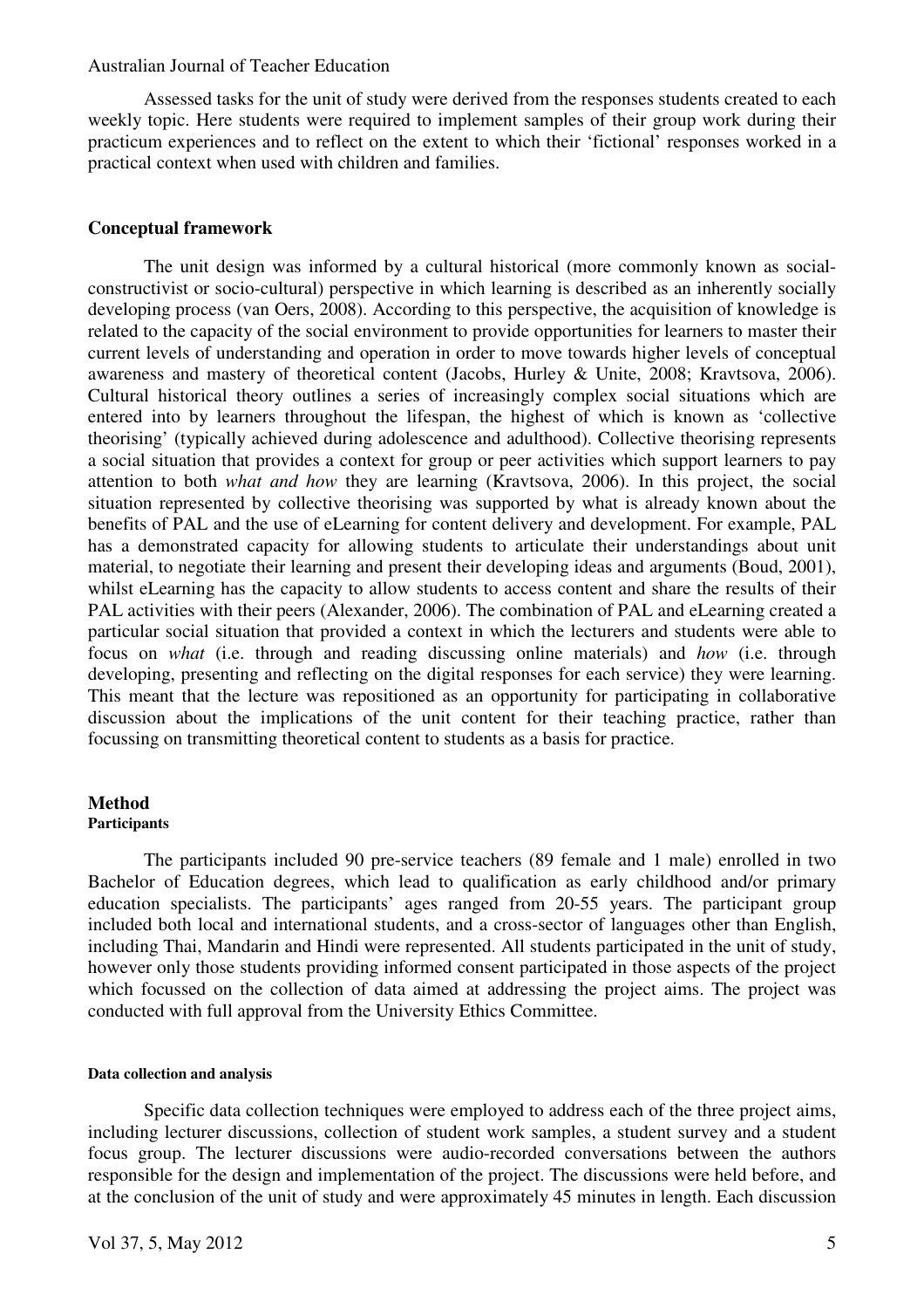Assessed tasks for the unit of study were derived from the responses students created to each weekly topic. Here students were required to implement samples of their group work during their practicum experiences and to reflect on the extent to which their 'fictional' responses worked in a practical context when used with children and families.

## Conceptual framework

The unit design was informed by a cultural historical (more commonly known as social-constructivist or socio-cultural) perspective in which learning is described as an inherently socially developing process (van Oers, 2008). According to this perspective, the acquisition of knowledge is related to the capacity of the social environment to provide opportunities for learners to master their current levels of understanding and operation in order to move towards higher levels of conceptual awareness and mastery of theoretical content (Jacobs, Hurley & Unite, 2008; Kravtsova, 2006). Cultural historical theory outlines a series of increasingly complex social situations which are entered into by learners throughout the lifespan, the highest of which is known as 'collective theorising' (typically achieved during adolescence and adulthood). Collective theorising represents a social situation that provides a context for group or peer activities which support learners to pay attention to both *what and how* they are learning (Kravtsova, 2006). In this project, the social situation represented by collective theorising was supported by what is already known about the benefits of PAL and the use of eLearning for content delivery and development. For example, PAL has a demonstrated capacity for allowing students to articulate their understandings about unit material, to negotiate their learning and present their developing ideas and arguments (Boud, 2001), whilst eLearning has the capacity to allow students to access content and share the results of their PAL activities with their peers (Alexander, 2006). The combination of PAL and eLearning created a particular social situation that provided a context in which the lecturers and students were able to focus on *what* (i.e. through and reading discussing online materials) and *how* (i.e. through developing, presenting and reflecting on the digital responses for each service) they were learning. This meant that the lecture was repositioned as an opportunity for participating in collaborative discussion about the implications of the unit content for their teaching practice, rather than focussing on transmitting theoretical content to students as a basis for practice.

## Method

### Participants

The participants included 90 pre-service teachers (89 female and 1 male) enrolled in two Bachelor of Education degrees, which lead to qualification as early childhood and/or primary education specialists. The participants' ages ranged from 20-55 years. The participant group included both local and international students, and a cross-sector of languages other than English, including Thai, Mandarin and Hindi were represented. All students participated in the unit of study, however only those students providing informed consent participated in those aspects of the project which focussed on the collection of data aimed at addressing the project aims. The project was conducted with full approval from the University Ethics Committee.

#### Data collection and analysis

Specific data collection techniques were employed to address each of the three project aims, including lecturer discussions, collection of student work samples, a student survey and a student focus group. The lecturer discussions were audio-recorded conversations between the authors responsible for the design and implementation of the project. The discussions were held before, and at the conclusion of the unit of study and were approximately 45 minutes in length. Each discussion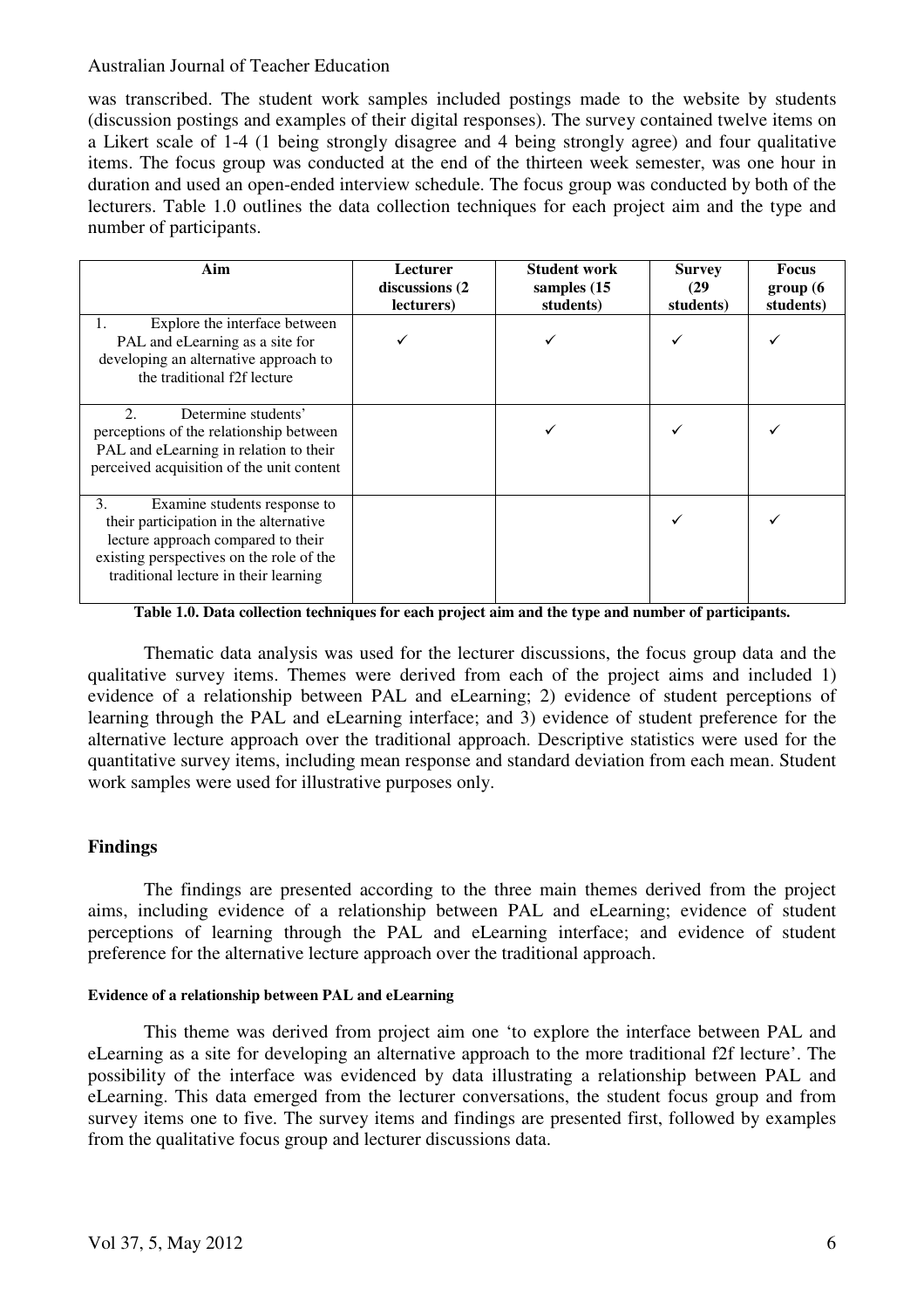was transcribed. The student work samples included postings made to the website by students (discussion postings and examples of their digital responses). The survey contained twelve items on a Likert scale of 1-4 (1 being strongly disagree and 4 being strongly agree) and four qualitative items. The focus group was conducted at the end of the thirteen week semester, was one hour in duration and used an open-ended interview schedule. The focus group was conducted by both of the lecturers. Table 1.0 outlines the data collection techniques for each project aim and the type and number of participants.

| Aim | Lecturer discussions (2 lecturers) | Student work samples (15 students) | Survey (29 students) | Focus group (6 students) |
|---|---|---|---|---|
| 1. Explore the interface between PAL and eLearning as a site for developing an alternative approach to the traditional f2f lecture | ✓ | ✓ | ✓ | ✓ |
| 2. Determine students' perceptions of the relationship between PAL and eLearning in relation to their perceived acquisition of the unit content | | ✓ | ✓ | ✓ |
| 3. Examine students response to their participation in the alternative lecture approach compared to their existing perspectives on the role of the traditional lecture in their learning | | | ✓ | ✓ |

**Table 1.0. Data collection techniques for each project aim and the type and number of participants.**

Thematic data analysis was used for the lecturer discussions, the focus group data and the qualitative survey items. Themes were derived from each of the project aims and included 1) evidence of a relationship between PAL and eLearning; 2) evidence of student perceptions of learning through the PAL and eLearning interface; and 3) evidence of student preference for the alternative lecture approach over the traditional approach. Descriptive statistics were used for the quantitative survey items, including mean response and standard deviation from each mean. Student work samples were used for illustrative purposes only.

## Findings

The findings are presented according to the three main themes derived from the project aims, including evidence of a relationship between PAL and eLearning; evidence of student perceptions of learning through the PAL and eLearning interface; and evidence of student preference for the alternative lecture approach over the traditional approach.

#### Evidence of a relationship between PAL and eLearning

This theme was derived from project aim one 'to explore the interface between PAL and eLearning as a site for developing an alternative approach to the more traditional f2f lecture'. The possibility of the interface was evidenced by data illustrating a relationship between PAL and eLearning. This data emerged from the lecturer conversations, the student focus group and from survey items one to five. The survey items and findings are presented first, followed by examples from the qualitative focus group and lecturer discussions data.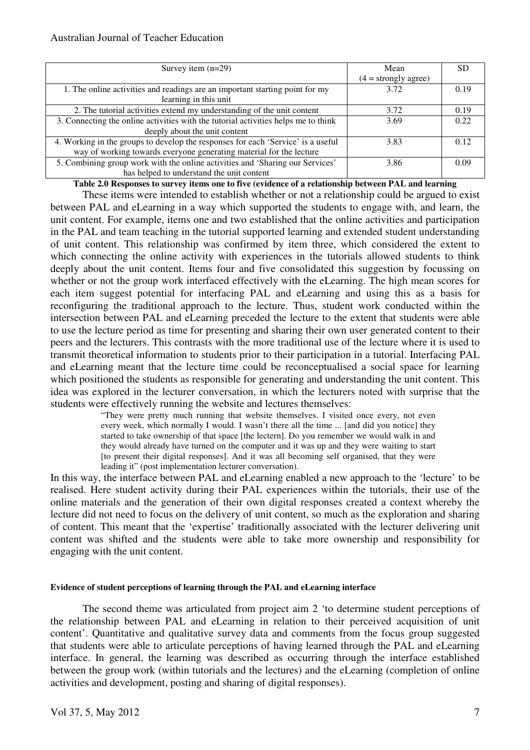| Survey item (n=29) | Mean (4 = strongly agree) | SD |
|---|---|---|
| 1. The online activities and readings are an important starting point for my learning in this unit | 3.72 | 0.19 |
| 2. The tutorial activities extend my understanding of the unit content | 3.72 | 0.19 |
| 3. Connecting the online activities with the tutorial activities helps me to think deeply about the unit content | 3.69 | 0.22 |
| 4. Working in the groups to develop the responses for each 'Service' is a useful way of working towards everyone generating material for the lecture | 3.83 | 0.12 |
| 5. Combining group work with the online activities and 'Sharing our Services' has helped to understand the unit content | 3.86 | 0.09 |

**Table 2.0 Responses to survey items one to five (evidence of a relationship between PAL and learning**

These items were intended to establish whether or not a relationship could be argued to exist between PAL and eLearning in a way which supported the students to engage with, and learn, the unit content. For example, items one and two established that the online activities and participation in the PAL and team teaching in the tutorial supported learning and extended student understanding of unit content. This relationship was confirmed by item three, which considered the extent to which connecting the online activity with experiences in the tutorials allowed students to think deeply about the unit content. Items four and five consolidated this suggestion by focussing on whether or not the group work interfaced effectively with the eLearning. The high mean scores for each item suggest potential for interfacing PAL and eLearning and using this as a basis for reconfiguring the traditional approach to the lecture. Thus, student work conducted within the intersection between PAL and eLearning preceded the lecture to the extent that students were able to use the lecture period as time for presenting and sharing their own user generated content to their peers and the lecturers. This contrasts with the more traditional use of the lecture where it is used to transmit theoretical information to students prior to their participation in a tutorial. Interfacing PAL and eLearning meant that the lecture time could be reconceptualised a social space for learning which positioned the students as responsible for generating and understanding the unit content. This idea was explored in the lecturer conversation, in which the lecturers noted with surprise that the students were effectively running the website and lectures themselves:

> "They were pretty much running that website themselves. I visited once every, not even every week, which normally I would. I wasn't there all the time ... [and did you notice] they started to take ownership of that space [the lectern]. Do you remember we would walk in and they would already have turned on the computer and it was up and they were waiting to start [to present their digital responses]. And it was all becoming self organised, that they were leading it" (post implementation lecturer conversation).

In this way, the interface between PAL and eLearning enabled a new approach to the 'lecture' to be realised. Here student activity during their PAL experiences within the tutorials, their use of the online materials and the generation of their own digital responses created a context whereby the lecture did not need to focus on the delivery of unit content, so much as the exploration and sharing of content. This meant that the 'expertise' traditionally associated with the lecturer delivering unit content was shifted and the students were able to take more ownership and responsibility for engaging with the unit content.

#### Evidence of student perceptions of learning through the PAL and eLearning interface

The second theme was articulated from project aim 2 'to determine student perceptions of the relationship between PAL and eLearning in relation to their perceived acquisition of unit content'. Quantitative and qualitative survey data and comments from the focus group suggested that students were able to articulate perceptions of having learned through the PAL and eLearning interface. In general, the learning was described as occurring through the interface established between the group work (within tutorials and the lectures) and the eLearning (completion of online activities and development, posting and sharing of digital responses).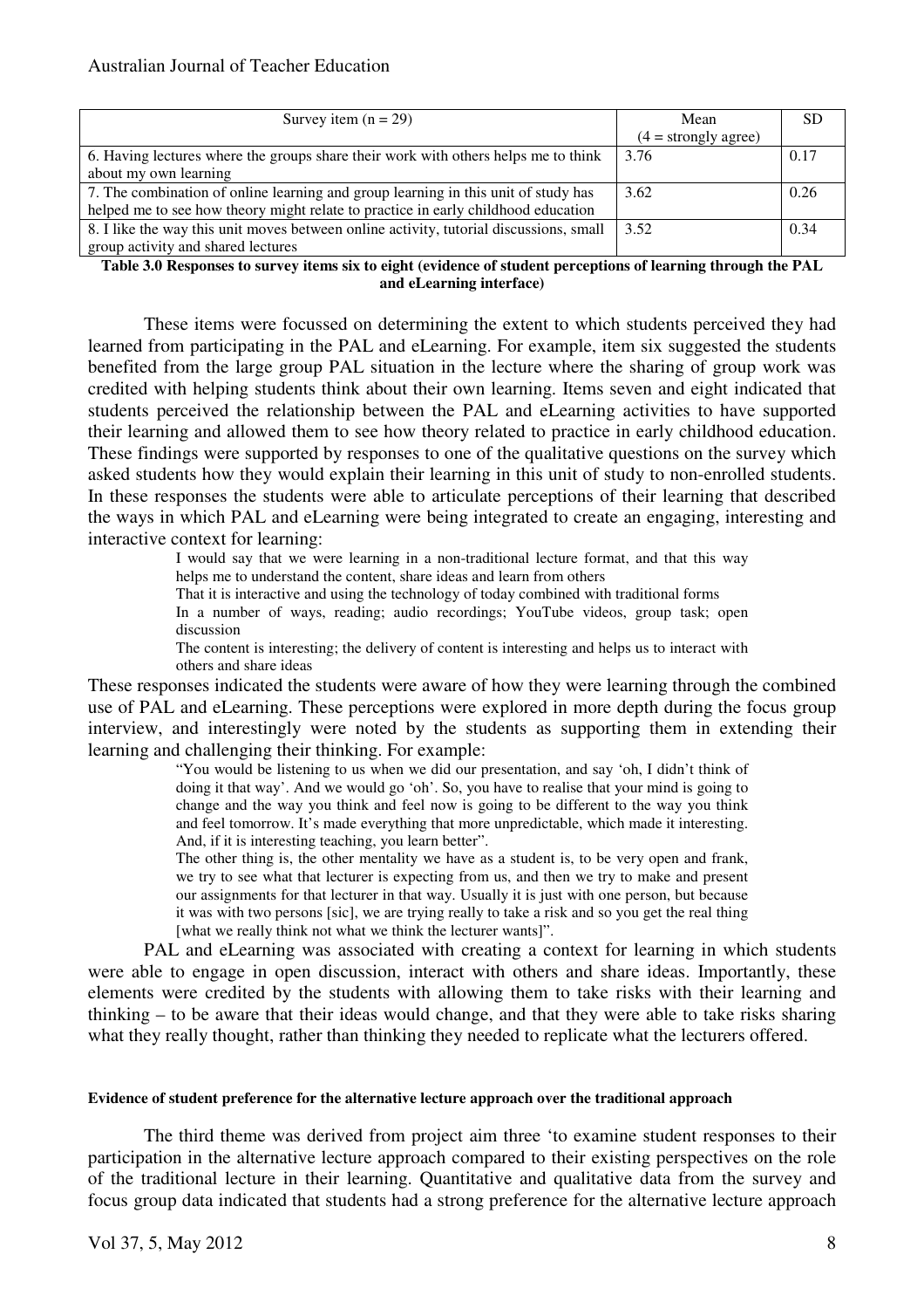| Survey item (n = 29) | Mean (4 = strongly agree) | SD |
|---|---|---|
| 6. Having lectures where the groups share their work with others helps me to think about my own learning | 3.76 | 0.17 |
| 7. The combination of online learning and group learning in this unit of study has helped me to see how theory might relate to practice in early childhood education | 3.62 | 0.26 |
| 8. I like the way this unit moves between online activity, tutorial discussions, small group activity and shared lectures | 3.52 | 0.34 |

**Table 3.0 Responses to survey items six to eight (evidence of student perceptions of learning through the PAL and eLearning interface)**

These items were focussed on determining the extent to which students perceived they had learned from participating in the PAL and eLearning. For example, item six suggested the students benefited from the large group PAL situation in the lecture where the sharing of group work was credited with helping students think about their own learning. Items seven and eight indicated that students perceived the relationship between the PAL and eLearning activities to have supported their learning and allowed them to see how theory related to practice in early childhood education. These findings were supported by responses to one of the qualitative questions on the survey which asked students how they would explain their learning in this unit of study to non-enrolled students. In these responses the students were able to articulate perceptions of their learning that described the ways in which PAL and eLearning were being integrated to create an engaging, interesting and interactive context for learning:

> I would say that we were learning in a non-traditional lecture format, and that this way helps me to understand the content, share ideas and learn from others
>
> That it is interactive and using the technology of today combined with traditional forms
>
> In a number of ways, reading; audio recordings; YouTube videos, group task; open discussion
>
> The content is interesting; the delivery of content is interesting and helps us to interact with others and share ideas

These responses indicated the students were aware of how they were learning through the combined use of PAL and eLearning. These perceptions were explored in more depth during the focus group interview, and interestingly were noted by the students as supporting them in extending their learning and challenging their thinking. For example:

> "You would be listening to us when we did our presentation, and say 'oh, I didn't think of doing it that way'. And we would go 'oh'. So, you have to realise that your mind is going to change and the way you think and feel now is going to be different to the way you think and feel tomorrow. It's made everything that more unpredictable, which made it interesting. And, if it is interesting teaching, you learn better".
>
> The other thing is, the other mentality we have as a student is, to be very open and frank, we try to see what that lecturer is expecting from us, and then we try to make and present our assignments for that lecturer in that way. Usually it is just with one person, but because it was with two persons [sic], we are trying really to take a risk and so you get the real thing [what we really think not what we think the lecturer wants]".

PAL and eLearning was associated with creating a context for learning in which students were able to engage in open discussion, interact with others and share ideas. Importantly, these elements were credited by the students with allowing them to take risks with their learning and thinking – to be aware that their ideas would change, and that they were able to take risks sharing what they really thought, rather than thinking they needed to replicate what the lecturers offered.

#### Evidence of student preference for the alternative lecture approach over the traditional approach

The third theme was derived from project aim three 'to examine student responses to their participation in the alternative lecture approach compared to their existing perspectives on the role of the traditional lecture in their learning. Quantitative and qualitative data from the survey and focus group data indicated that students had a strong preference for the alternative lecture approach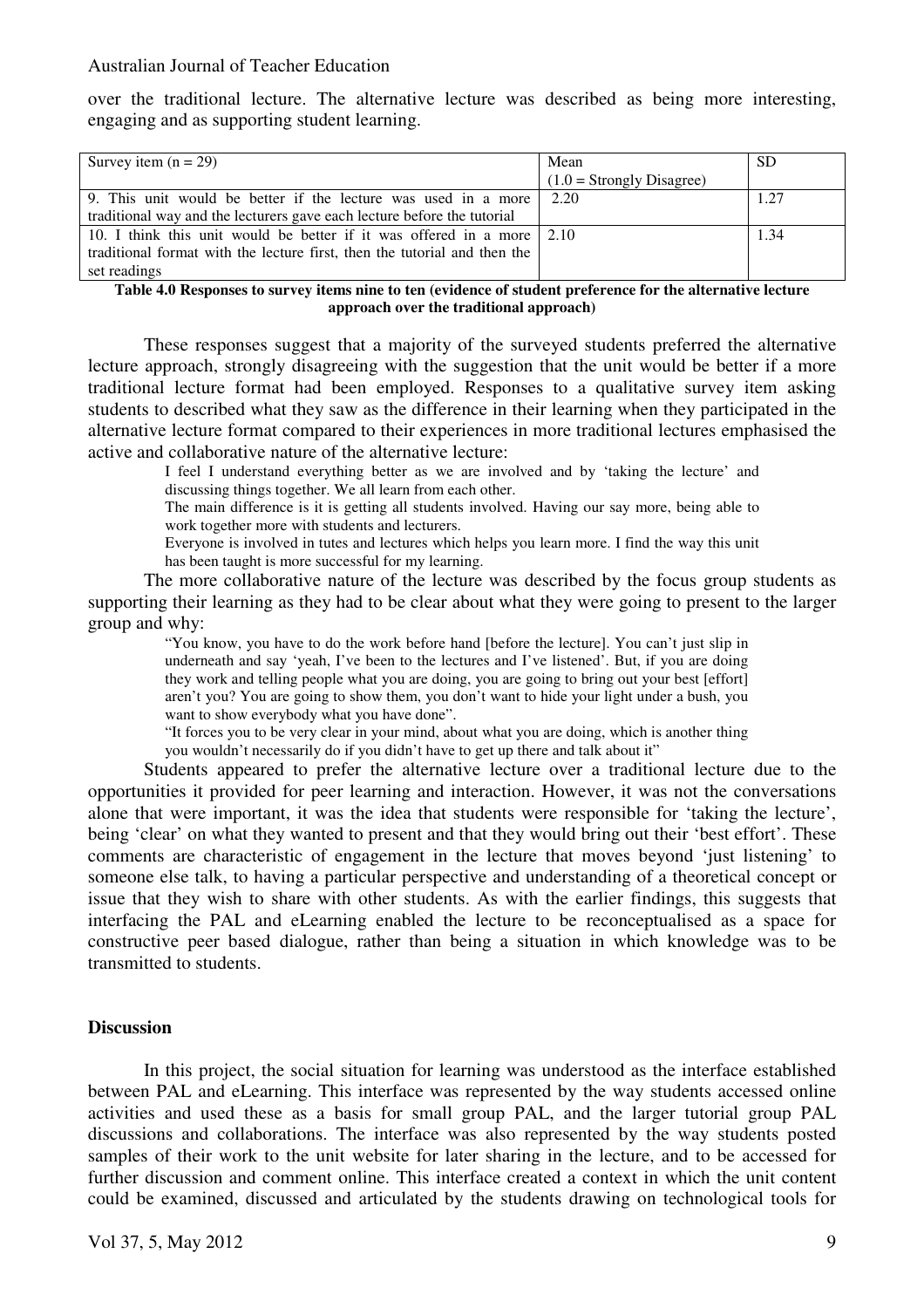over the traditional lecture. The alternative lecture was described as being more interesting, engaging and as supporting student learning.

| Survey item (n = 29) | Mean (1.0 = Strongly Disagree) | SD |
|---|---|---|
| 9. This unit would be better if the lecture was used in a more traditional way and the lecturers gave each lecture before the tutorial | 2.20 | 1.27 |
| 10. I think this unit would be better if it was offered in a more traditional format with the lecture first, then the tutorial and then the set readings | 2.10 | 1.34 |

**Table 4.0 Responses to survey items nine to ten (evidence of student preference for the alternative lecture approach over the traditional approach)**

These responses suggest that a majority of the surveyed students preferred the alternative lecture approach, strongly disagreeing with the suggestion that the unit would be better if a more traditional lecture format had been employed. Responses to a qualitative survey item asking students to described what they saw as the difference in their learning when they participated in the alternative lecture format compared to their experiences in more traditional lectures emphasised the active and collaborative nature of the alternative lecture:

> I feel I understand everything better as we are involved and by 'taking the lecture' and discussing things together. We all learn from each other.
>
> The main difference is it is getting all students involved. Having our say more, being able to work together more with students and lecturers.
>
> Everyone is involved in tutes and lectures which helps you learn more. I find the way this unit has been taught is more successful for my learning.

The more collaborative nature of the lecture was described by the focus group students as supporting their learning as they had to be clear about what they were going to present to the larger group and why:

> "You know, you have to do the work before hand [before the lecture]. You can't just slip in underneath and say 'yeah, I've been to the lectures and I've listened'. But, if you are doing they work and telling people what you are doing, you are going to bring out your best [effort] aren't you? You are going to show them, you don't want to hide your light under a bush, you want to show everybody what you have done".
>
> "It forces you to be very clear in your mind, about what you are doing, which is another thing you wouldn't necessarily do if you didn't have to get up there and talk about it"

Students appeared to prefer the alternative lecture over a traditional lecture due to the opportunities it provided for peer learning and interaction. However, it was not the conversations alone that were important, it was the idea that students were responsible for 'taking the lecture', being 'clear' on what they wanted to present and that they would bring out their 'best effort'. These comments are characteristic of engagement in the lecture that moves beyond 'just listening' to someone else talk, to having a particular perspective and understanding of a theoretical concept or issue that they wish to share with other students. As with the earlier findings, this suggests that interfacing the PAL and eLearning enabled the lecture to be reconceptualised as a space for constructive peer based dialogue, rather than being a situation in which knowledge was to be transmitted to students.

## Discussion

In this project, the social situation for learning was understood as the interface established between PAL and eLearning. This interface was represented by the way students accessed online activities and used these as a basis for small group PAL, and the larger tutorial group PAL discussions and collaborations. The interface was also represented by the way students posted samples of their work to the unit website for later sharing in the lecture, and to be accessed for further discussion and comment online. This interface created a context in which the unit content could be examined, discussed and articulated by the students drawing on technological tools for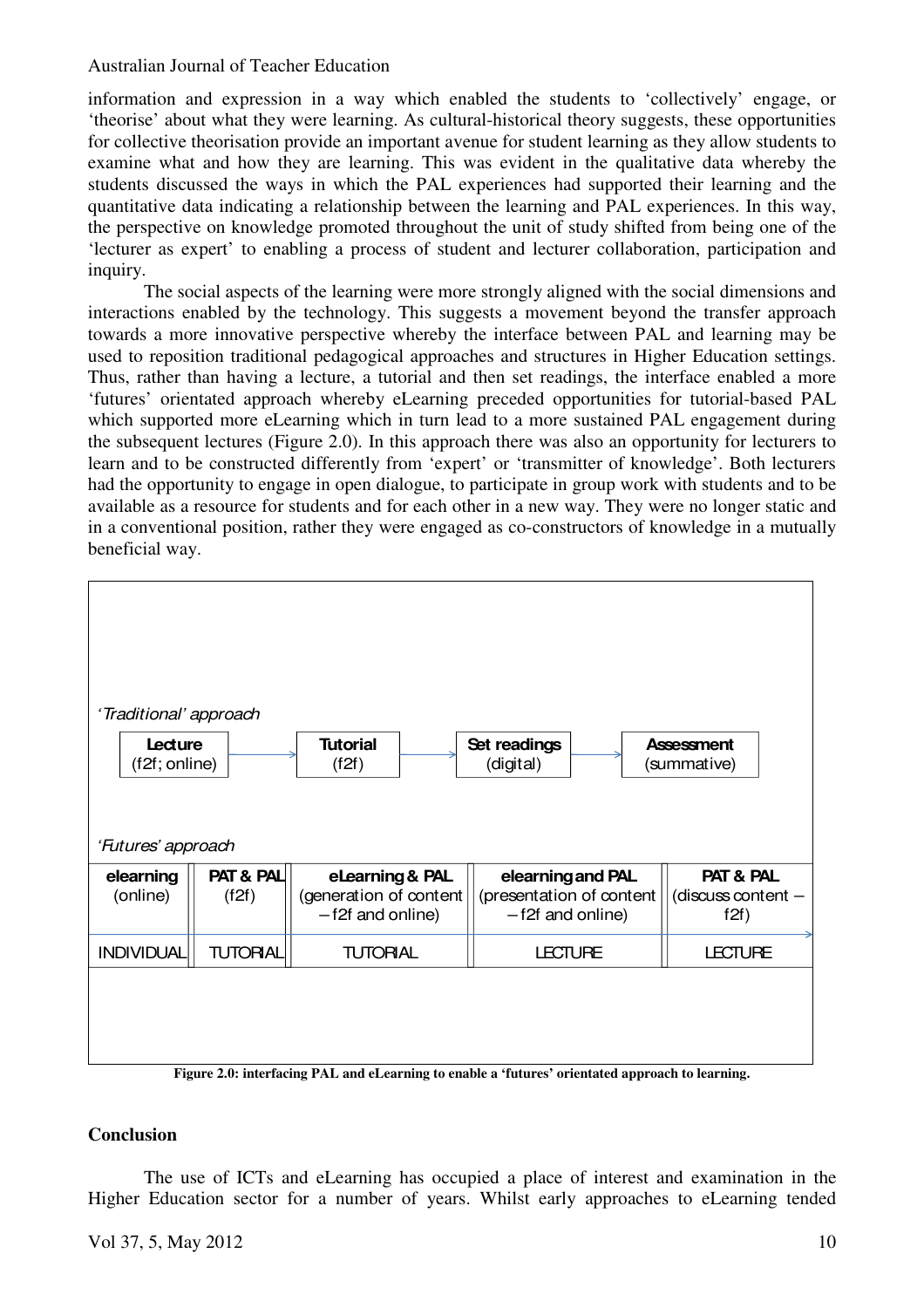information and expression in a way which enabled the students to 'collectively' engage, or 'theorise' about what they were learning. As cultural-historical theory suggests, these opportunities for collective theorisation provide an important avenue for student learning as they allow students to examine what and how they are learning. This was evident in the qualitative data whereby the students discussed the ways in which the PAL experiences had supported their learning and the quantitative data indicating a relationship between the learning and PAL experiences. In this way, the perspective on knowledge promoted throughout the unit of study shifted from being one of the 'lecturer as expert' to enabling a process of student and lecturer collaboration, participation and inquiry.

The social aspects of the learning were more strongly aligned with the social dimensions and interactions enabled by the technology. This suggests a movement beyond the transfer approach towards a more innovative perspective whereby the interface between PAL and learning may be used to reposition traditional pedagogical approaches and structures in Higher Education settings. Thus, rather than having a lecture, a tutorial and then set readings, the interface enabled a more 'futures' orientated approach whereby eLearning preceded opportunities for tutorial-based PAL which supported more eLearning which in turn lead to a more sustained PAL engagement during the subsequent lectures (Figure 2.0). In this approach there was also an opportunity for lecturers to learn and to be constructed differently from 'expert' or 'transmitter of knowledge'. Both lecturers had the opportunity to engage in open dialogue, to participate in group work with students and to be available as a resource for students and for each other in a new way. They were no longer static and in a conventional position, rather they were engaged as co-constructors of knowledge in a mutually beneficial way.

*'Traditional' approach*

**Lecture** (f2f; online) → **Tutorial** (f2f) → **Set readings** (digital) → **Assessment** (summative)

*'Futures' approach*

| **elearning** (online) | **PAT & PAL** (f2f) | **eLearning & PAL** (generation of content – f2f and online) | **elearning and PAL** (presentation of content – f2f and online) | **PAT & PAL** (discuss content – f2f) |
|---|---|---|---|---|
| INDIVIDUAL | TUTORIAL | TUTORIAL | LECTURE | LECTURE |

**Figure 2.0: interfacing PAL and eLearning to enable a 'futures' orientated approach to learning.**

## Conclusion

The use of ICTs and eLearning has occupied a place of interest and examination in the Higher Education sector for a number of years. Whilst early approaches to eLearning tended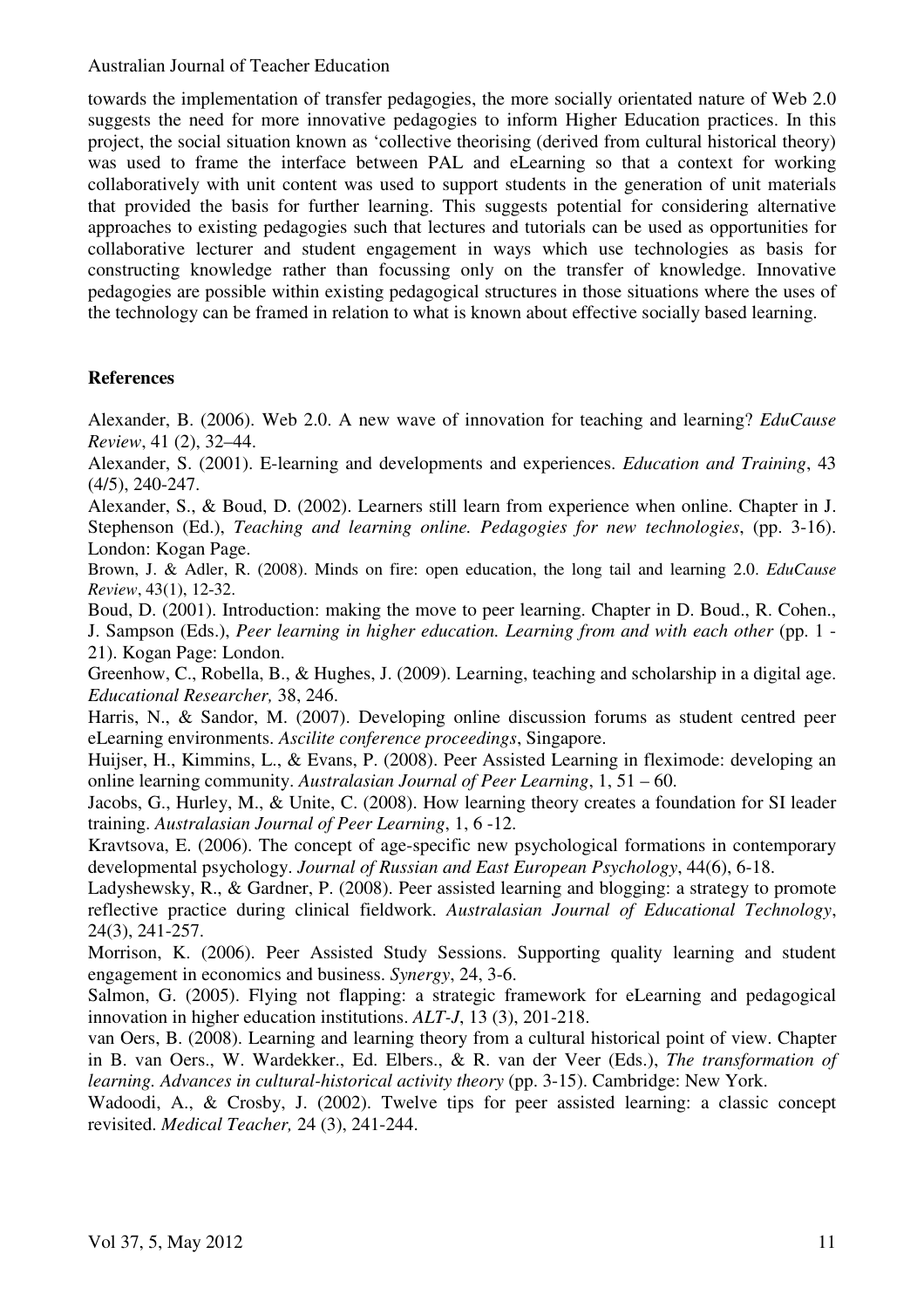towards the implementation of transfer pedagogies, the more socially orientated nature of Web 2.0 suggests the need for more innovative pedagogies to inform Higher Education practices. In this project, the social situation known as 'collective theorising (derived from cultural historical theory) was used to frame the interface between PAL and eLearning so that a context for working collaboratively with unit content was used to support students in the generation of unit materials that provided the basis for further learning. This suggests potential for considering alternative approaches to existing pedagogies such that lectures and tutorials can be used as opportunities for collaborative lecturer and student engagement in ways which use technologies as basis for constructing knowledge rather than focussing only on the transfer of knowledge. Innovative pedagogies are possible within existing pedagogical structures in those situations where the uses of the technology can be framed in relation to what is known about effective socially based learning.

## References

Alexander, B. (2006). Web 2.0. A new wave of innovation for teaching and learning? *EduCause Review*, 41 (2), 32–44.

Alexander, S. (2001). E-learning and developments and experiences. *Education and Training*, 43 (4/5), 240-247.

Alexander, S., & Boud, D. (2002). Learners still learn from experience when online. Chapter in J. Stephenson (Ed.), *Teaching and learning online. Pedagogies for new technologies*, (pp. 3-16). London: Kogan Page.

Brown, J. & Adler, R. (2008). Minds on fire: open education, the long tail and learning 2.0. *EduCause Review*, 43(1), 12-32.

Boud, D. (2001). Introduction: making the move to peer learning. Chapter in D. Boud., R. Cohen., J. Sampson (Eds.), *Peer learning in higher education. Learning from and with each other* (pp. 1 - 21). Kogan Page: London.

Greenhow, C., Robella, B., & Hughes, J. (2009). Learning, teaching and scholarship in a digital age. *Educational Researcher,* 38, 246.

Harris, N., & Sandor, M. (2007). Developing online discussion forums as student centred peer eLearning environments. *Ascilite conference proceedings*, Singapore.

Huijser, H., Kimmins, L., & Evans, P. (2008). Peer Assisted Learning in fleximode: developing an online learning community. *Australasian Journal of Peer Learning*, 1, 51 – 60.

Jacobs, G., Hurley, M., & Unite, C. (2008). How learning theory creates a foundation for SI leader training. *Australasian Journal of Peer Learning*, 1, 6 -12.

Kravtsova, E. (2006). The concept of age-specific new psychological formations in contemporary developmental psychology. *Journal of Russian and East European Psychology*, 44(6), 6-18.

Ladyshewsky, R., & Gardner, P. (2008). Peer assisted learning and blogging: a strategy to promote reflective practice during clinical fieldwork. *Australasian Journal of Educational Technology*, 24(3), 241-257.

Morrison, K. (2006). Peer Assisted Study Sessions. Supporting quality learning and student engagement in economics and business. *Synergy*, 24, 3-6.

Salmon, G. (2005). Flying not flapping: a strategic framework for eLearning and pedagogical innovation in higher education institutions. *ALT-J*, 13 (3), 201-218.

van Oers, B. (2008). Learning and learning theory from a cultural historical point of view. Chapter in B. van Oers., W. Wardekker., Ed. Elbers., & R. van der Veer (Eds.), *The transformation of learning. Advances in cultural-historical activity theory* (pp. 3-15). Cambridge: New York.

Wadoodi, A., & Crosby, J. (2002). Twelve tips for peer assisted learning: a classic concept revisited. *Medical Teacher,* 24 (3), 241-244.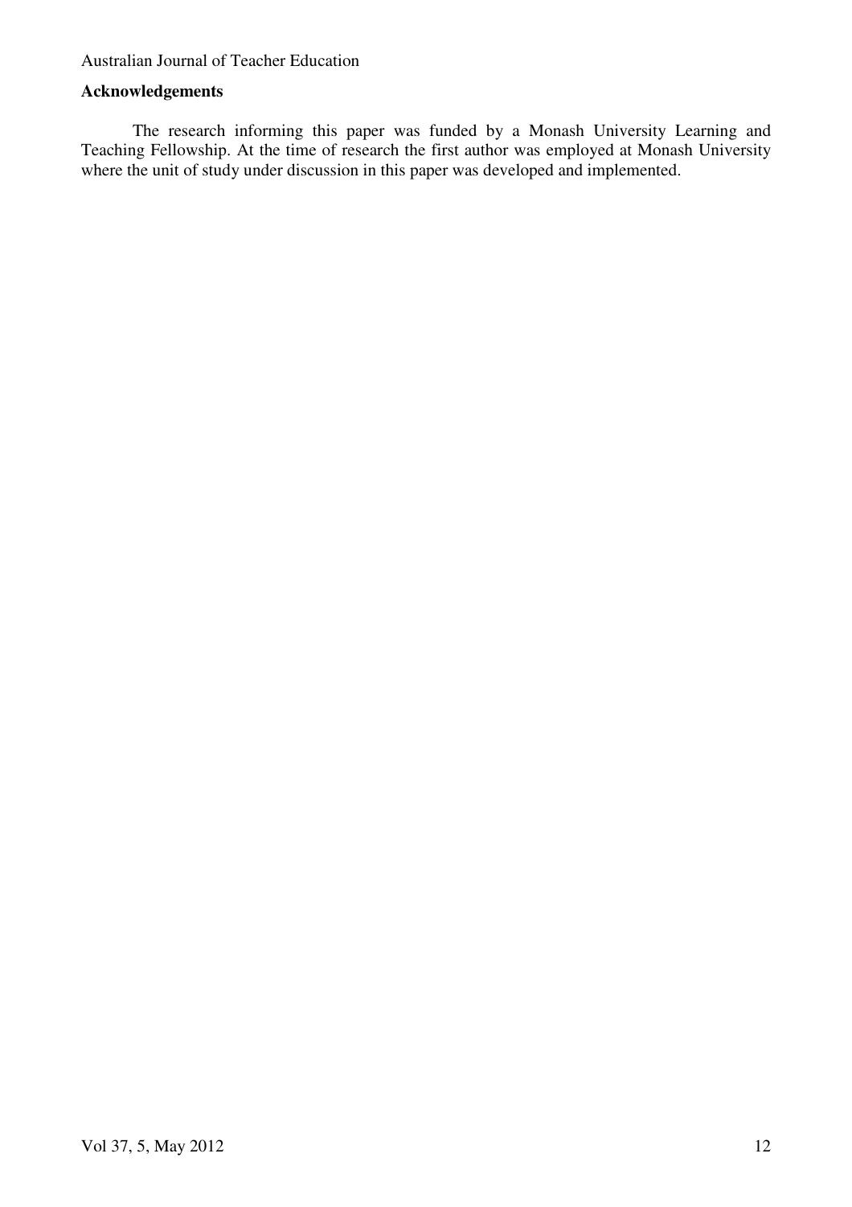## Acknowledgements

The research informing this paper was funded by a Monash University Learning and Teaching Fellowship. At the time of research the first author was employed at Monash University where the unit of study under discussion in this paper was developed and implemented.